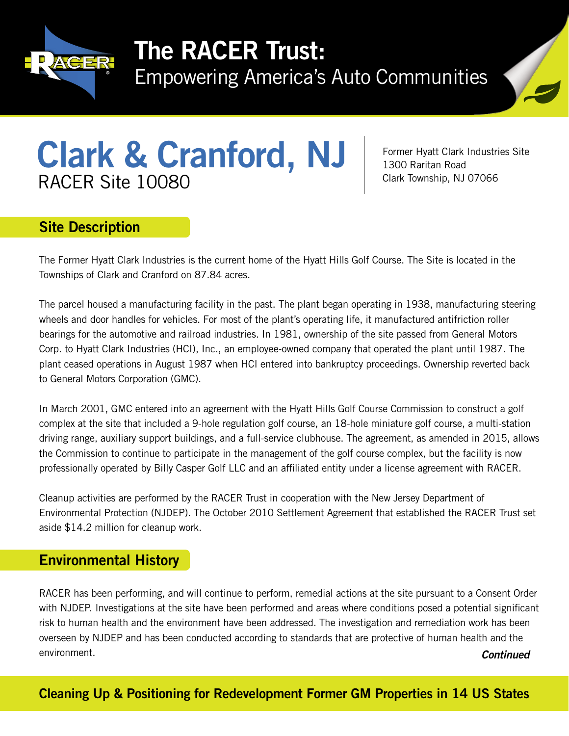# The RACER Trust:

Empowering America's Auto Communities

# Clark & Cranford, NJ

RACER Site 10080

Former Hyatt Clark Industries Site
1300 Raritan Road
Clark Township, NJ 07066

## Site Description

The Former Hyatt Clark Industries is the current home of the Hyatt Hills Golf Course. The Site is located in the Townships of Clark and Cranford on 87.84 acres.

The parcel housed a manufacturing facility in the past. The plant began operating in 1938, manufacturing steering wheels and door handles for vehicles. For most of the plant's operating life, it manufactured antifriction roller bearings for the automotive and railroad industries. In 1981, ownership of the site passed from General Motors Corp. to Hyatt Clark Industries (HCI), Inc., an employee-owned company that operated the plant until 1987. The plant ceased operations in August 1987 when HCI entered into bankruptcy proceedings. Ownership reverted back to General Motors Corporation (GMC).

In March 2001, GMC entered into an agreement with the Hyatt Hills Golf Course Commission to construct a golf complex at the site that included a 9-hole regulation golf course, an 18-hole miniature golf course, a multi-station driving range, auxiliary support buildings, and a full-service clubhouse. The agreement, as amended in 2015, allows the Commission to continue to participate in the management of the golf course complex, but the facility is now professionally operated by Billy Casper Golf LLC and an affiliated entity under a license agreement with RACER.

Cleanup activities are performed by the RACER Trust in cooperation with the New Jersey Department of Environmental Protection (NJDEP). The October 2010 Settlement Agreement that established the RACER Trust set aside $14.2 million for cleanup work.

## Environmental History

RACER has been performing, and will continue to perform, remedial actions at the site pursuant to a Consent Order with NJDEP. Investigations at the site have been performed and areas where conditions posed a potential significant risk to human health and the environment have been addressed. The investigation and remediation work has been overseen by NJDEP and has been conducted according to standards that are protective of human health and the environment.

***Continued***

**Cleaning Up & Positioning for Redevelopment Former GM Properties in 14 US States**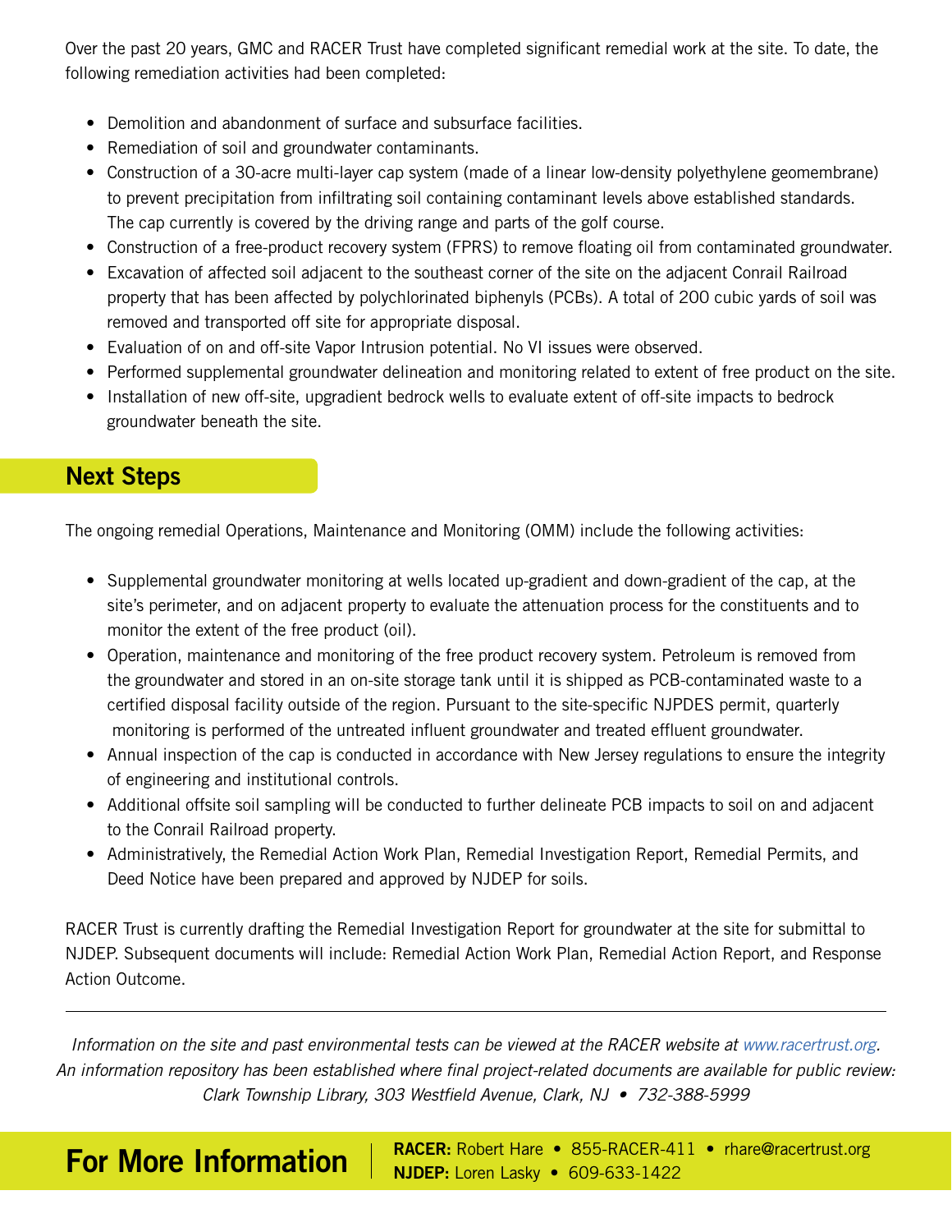Over the past 20 years, GMC and RACER Trust have completed significant remedial work at the site. To date, the following remediation activities had been completed:

- Demolition and abandonment of surface and subsurface facilities.
- Remediation of soil and groundwater contaminants.
- Construction of a 30-acre multi-layer cap system (made of a linear low-density polyethylene geomembrane) to prevent precipitation from infiltrating soil containing contaminant levels above established standards. The cap currently is covered by the driving range and parts of the golf course.
- Construction of a free-product recovery system (FPRS) to remove floating oil from contaminated groundwater.
- Excavation of affected soil adjacent to the southeast corner of the site on the adjacent Conrail Railroad property that has been affected by polychlorinated biphenyls (PCBs). A total of 200 cubic yards of soil was removed and transported off site for appropriate disposal.
- Evaluation of on and off-site Vapor Intrusion potential. No VI issues were observed.
- Performed supplemental groundwater delineation and monitoring related to extent of free product on the site.
- Installation of new off-site, upgradient bedrock wells to evaluate extent of off-site impacts to bedrock groundwater beneath the site.

## Next Steps

The ongoing remedial Operations, Maintenance and Monitoring (OMM) include the following activities:

- Supplemental groundwater monitoring at wells located up-gradient and down-gradient of the cap, at the site's perimeter, and on adjacent property to evaluate the attenuation process for the constituents and to monitor the extent of the free product (oil).
- Operation, maintenance and monitoring of the free product recovery system. Petroleum is removed from the groundwater and stored in an on-site storage tank until it is shipped as PCB-contaminated waste to a certified disposal facility outside of the region. Pursuant to the site-specific NJPDES permit, quarterly monitoring is performed of the untreated influent groundwater and treated effluent groundwater.
- Annual inspection of the cap is conducted in accordance with New Jersey regulations to ensure the integrity of engineering and institutional controls.
- Additional offsite soil sampling will be conducted to further delineate PCB impacts to soil on and adjacent to the Conrail Railroad property.
- Administratively, the Remedial Action Work Plan, Remedial Investigation Report, Remedial Permits, and Deed Notice have been prepared and approved by NJDEP for soils.

RACER Trust is currently drafting the Remedial Investigation Report for groundwater at the site for submittal to NJDEP. Subsequent documents will include: Remedial Action Work Plan, Remedial Action Report, and Response Action Outcome.

---

*Information on the site and past environmental tests can be viewed at the RACER website at www.racertrust.org. An information repository has been established where final project-related documents are available for public review: Clark Township Library, 303 Westfield Avenue, Clark, NJ • 732-388-5999*

## For More Information

**RACER:** Robert Hare • 855-RACER-411 • rhare@racertrust.org
**NJDEP:** Loren Lasky • 609-633-1422